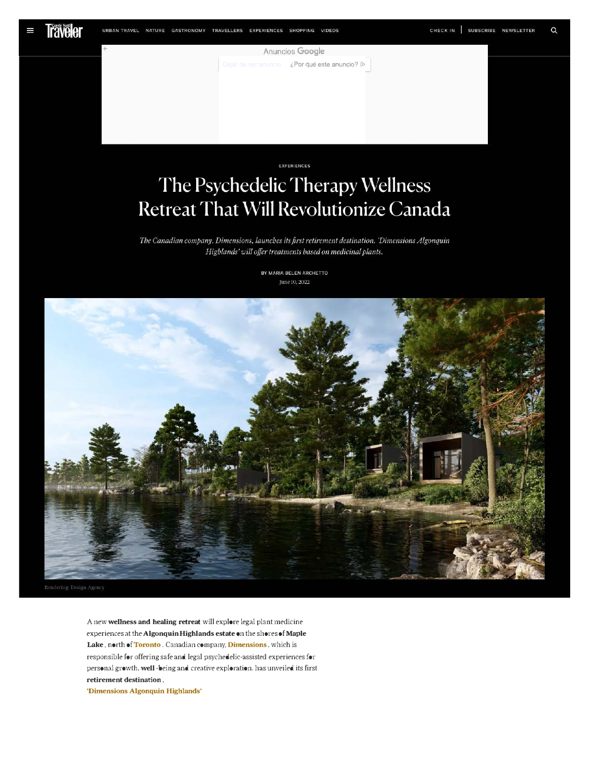EXPERIENCES

# The Psychedelic Therapy Wellness Retreat That Will Revolutionize Canada

*The Canadian company, Dimensions, launches its first retirement destination. 'Dimensions Algonquin Highlands' will offer treatments based on medicinal plants.*

BY MARIA BELEN ARCHETTO

June 10, 2022

Rendering: Design Agency

A new **wellness and healing retreat** will explore legal plant medicine experiences at the **Algonquin Highlands estate** on the shores of **Maple Lake**, north of **Toronto**. Canadian company, **Dimensions**, which is responsible for offering safe and legal psychedelic-assisted experiences for personal growth, **well** -being and creative exploration, has unveiled its first **retirement destination**,

**'Dimensions Algonquin Highlands'**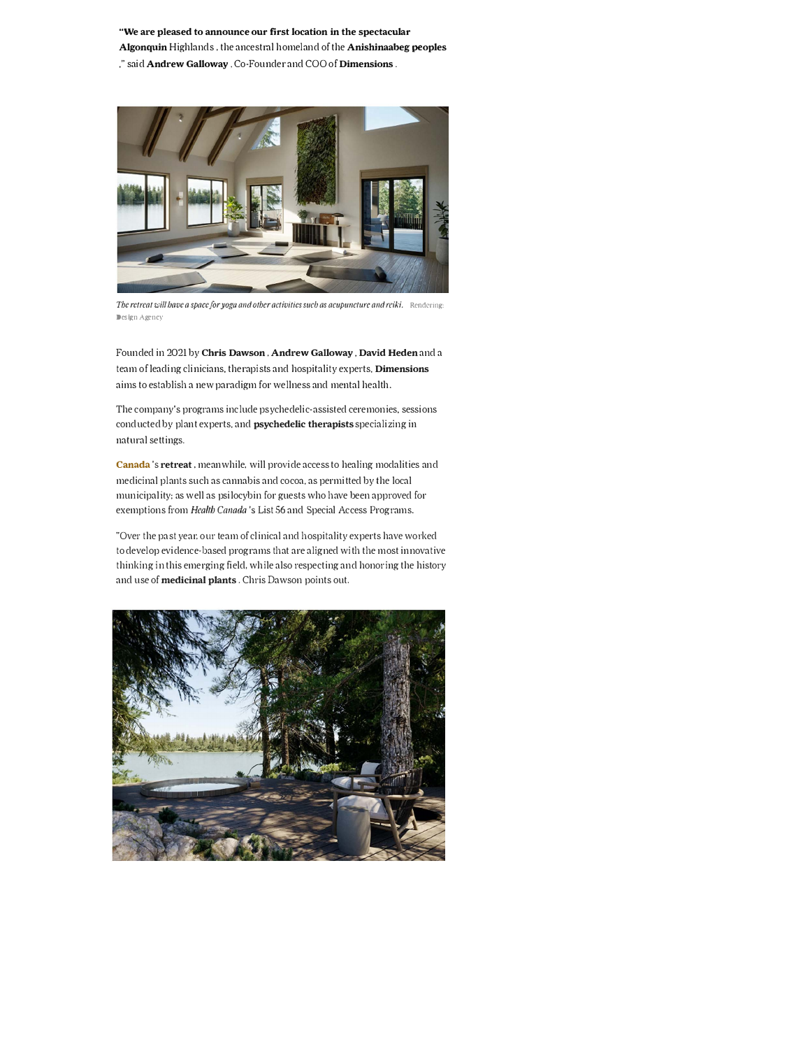**"We are pleased to announce our first location in the spectacular Algonquin** Highlands , the ancestral homeland of the **Anishinaabeg peoples** ," said **Andrew Galloway** . Co-Founder and COO of **Dimensions** .

*The retreat will have a space for yoga and other activities such as acupuncture and reiki.* Rendering: Design Agency

Founded in 2021 by **Chris Dawson** , **Andrew Galloway** , **David Heden** and a team of leading clinicians, therapists and hospitality experts, **Dimensions** aims to establish a new paradigm for wellness and mental health.

The company's programs include psychedelic-assisted ceremonies, sessions conducted by plant experts, and **psychedelic therapists** specializing in natural settings.

**Canada** 's **retreat** , meanwhile, will provide access to healing modalities and medicinal plants such as cannabis and cocoa, as permitted by the local municipality; as well as psilocybin for guests who have been approved for exemptions from *Health Canada* 's List 56 and Special Access Programs.

"Over the past year, our team of clinical and hospitality experts have worked to develop evidence-based programs that are aligned with the most innovative thinking in this emerging field, while also respecting and honoring the history and use of **medicinal plants** . Chris Dawson points out.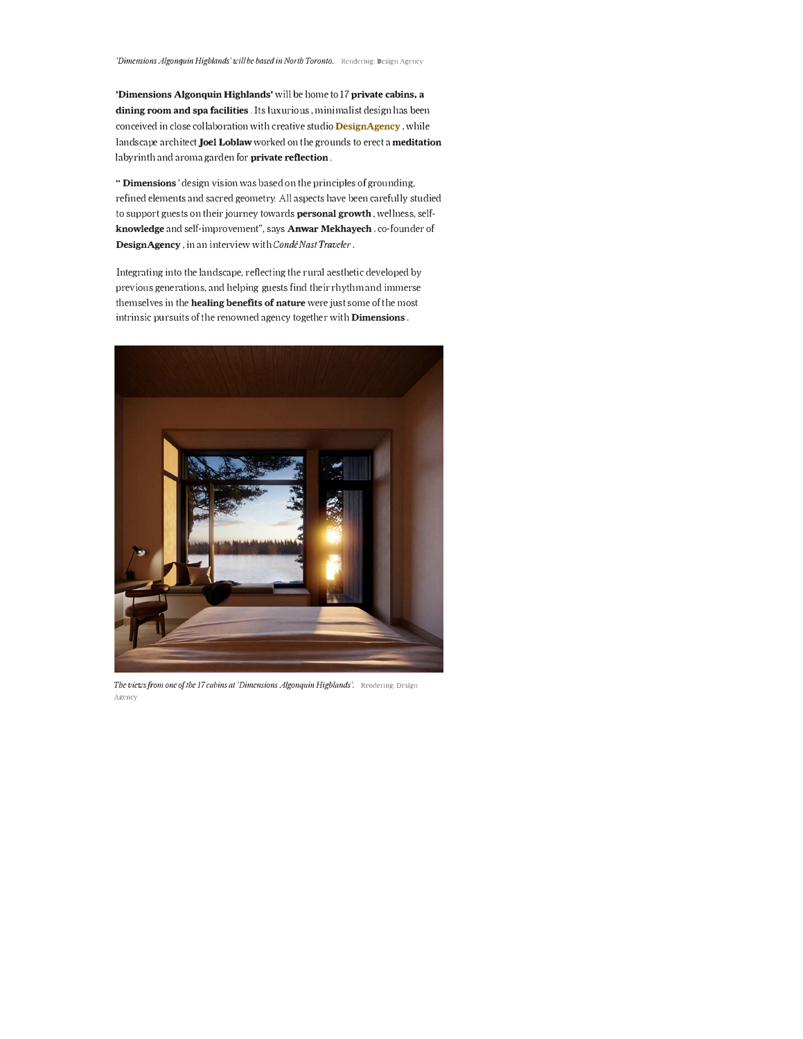*'Dimensions Algonquin Highlands' will be based in North Toronto.* Rendering: Design Agency

**'Dimensions Algonquin Highlands'** will be home to 17 **private cabins, a dining room and spa facilities** . Its luxurious , minimalist design has been conceived in close collaboration with creative studio **DesignAgency** , while landscape architect **Joel Loblaw** worked on the grounds to erect a **meditation** labyrinth and aroma garden for **private reflection** .

" **Dimensions** ' design vision was based on the principles of grounding, refined elements and sacred geometry. All aspects have been carefully studied to support guests on their journey towards **personal growth** , wellness, self-**knowledge** and self-improvement", says **Anwar Mekhayech** , co-founder of **DesignAgency** , in an interview with *Condé Nast Traveler* .

Integrating into the landscape, reflecting the rural aesthetic developed by previous generations, and helping guests find their rhythm and immerse themselves in the **healing benefits of nature** were just some of the most intrinsic pursuits of the renowned agency together with **Dimensions** .

*The views from one of the 17 cabins at 'Dimensions Algonquin Highlands'.* Rendering: Design Agency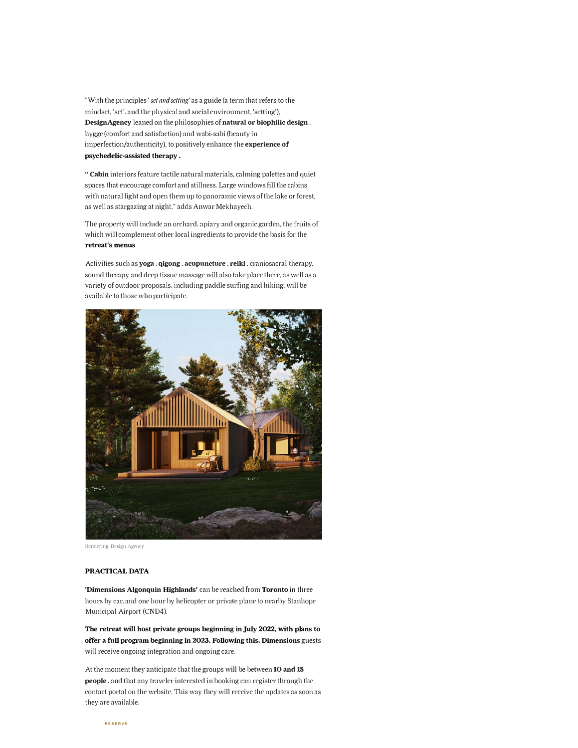"With the principles '*set and setting*' as a guide (a term that refers to the mindset, 'set', and the physical and social environment, 'setting'), **DesignAgency** leaned on the philosophies of **natural or biophilic design** , hygge (comfort and satisfaction) and wabi-sabi (beauty in imperfection/authenticity), to positively enhance the **experience of psychedelic-assisted therapy .**

" **Cabin** interiors feature tactile natural materials, calming palettes and quiet spaces that encourage comfort and stillness. Large windows fill the cabins with natural light and open them up to panoramic views of the lake or forest, as well as stargazing at night," adds Anwar Mekhayech.

The property will include an orchard, apiary and organic garden, the fruits of which will complement other local ingredients to provide the basis for the **retreat's menus**

Activities such as **yoga** , **qigong** , **acupuncture** , **reiki** , craniosacral therapy, sound therapy and deep tissue massage will also take place there, as well as a variety of outdoor proposals, including paddle surfing and hiking, will be available to those who participate.

Rendering: Design Agency

**PRACTICAL DATA**

**'Dimensions Algonquin Highlands'** can be reached from **Toronto** in three hours by car, and one hour by helicopter or private plane to nearby Stanhope Municipal Airport (CND4).

**The retreat will host private groups beginning in July 2022, with plans to offer a full program beginning in 2023. Following this, Dimensions** guests will receive ongoing integration and ongoing care.

At the moment they anticipate that the groups will be between **10 and 15 people** , and that any traveler interested in booking can register through the contact portal on the website. This way they will receive the updates as soon as they are available.

RESERVE